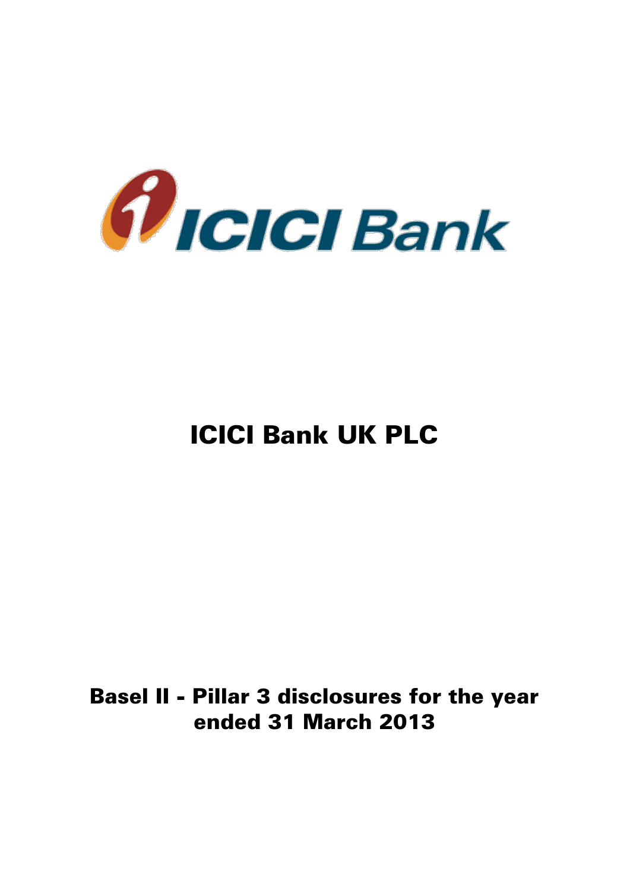# ICICI Bank UK PLC

## Basel II - Pillar 3 disclosures for the year ended 31 March 2013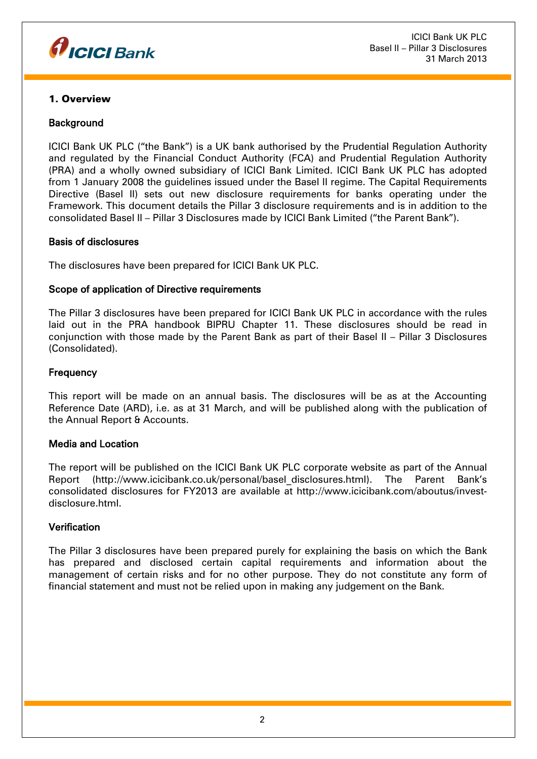## 1. Overview

### Background

ICICI Bank UK PLC ("the Bank") is a UK bank authorised by the Prudential Regulation Authority and regulated by the Financial Conduct Authority (FCA) and Prudential Regulation Authority (PRA) and a wholly owned subsidiary of ICICI Bank Limited. ICICI Bank UK PLC has adopted from 1 January 2008 the guidelines issued under the Basel II regime. The Capital Requirements Directive (Basel II) sets out new disclosure requirements for banks operating under the Framework. This document details the Pillar 3 disclosure requirements and is in addition to the consolidated Basel II – Pillar 3 Disclosures made by ICICI Bank Limited ("the Parent Bank").

### Basis of disclosures

The disclosures have been prepared for ICICI Bank UK PLC.

### Scope of application of Directive requirements

The Pillar 3 disclosures have been prepared for ICICI Bank UK PLC in accordance with the rules laid out in the PRA handbook BIPRU Chapter 11. These disclosures should be read in conjunction with those made by the Parent Bank as part of their Basel II – Pillar 3 Disclosures (Consolidated).

### Frequency

This report will be made on an annual basis. The disclosures will be as at the Accounting Reference Date (ARD), i.e. as at 31 March, and will be published along with the publication of the Annual Report & Accounts.

### Media and Location

The report will be published on the ICICI Bank UK PLC corporate website as part of the Annual Report (http://www.icicibank.co.uk/personal/basel_disclosures.html). The Parent Bank's consolidated disclosures for FY2013 are available at http://www.icicibank.com/aboutus/invest-disclosure.html.

### Verification

The Pillar 3 disclosures have been prepared purely for explaining the basis on which the Bank has prepared and disclosed certain capital requirements and information about the management of certain risks and for no other purpose. They do not constitute any form of financial statement and must not be relied upon in making any judgement on the Bank.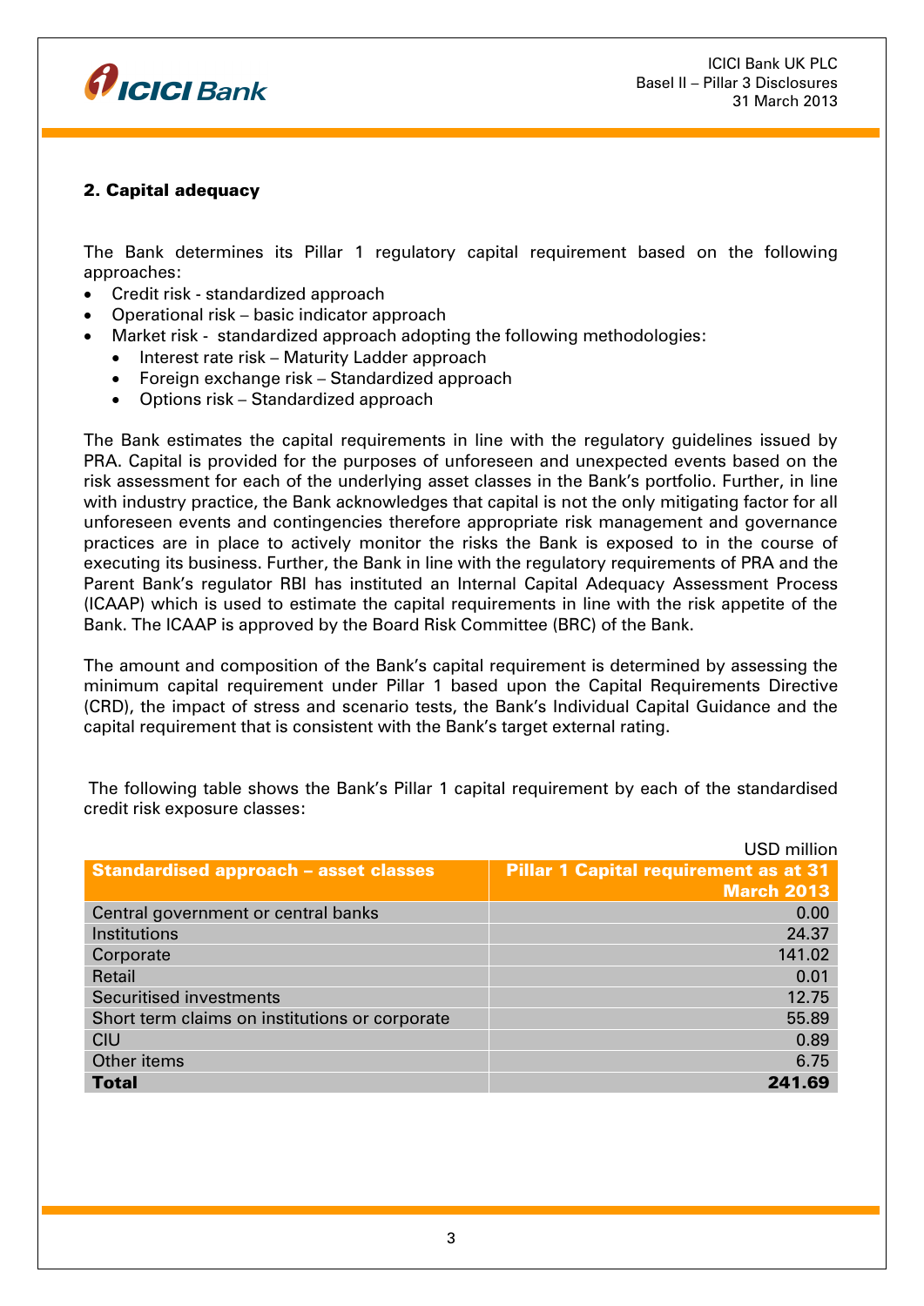## 2. Capital adequacy

The Bank determines its Pillar 1 regulatory capital requirement based on the following approaches:

- Credit risk - standardized approach
- Operational risk – basic indicator approach
- Market risk - standardized approach adopting the following methodologies:
  - Interest rate risk – Maturity Ladder approach
  - Foreign exchange risk – Standardized approach
  - Options risk – Standardized approach

The Bank estimates the capital requirements in line with the regulatory guidelines issued by PRA. Capital is provided for the purposes of unforeseen and unexpected events based on the risk assessment for each of the underlying asset classes in the Bank's portfolio. Further, in line with industry practice, the Bank acknowledges that capital is not the only mitigating factor for all unforeseen events and contingencies therefore appropriate risk management and governance practices are in place to actively monitor the risks the Bank is exposed to in the course of executing its business. Further, the Bank in line with the regulatory requirements of PRA and the Parent Bank's regulator RBI has instituted an Internal Capital Adequacy Assessment Process (ICAAP) which is used to estimate the capital requirements in line with the risk appetite of the Bank. The ICAAP is approved by the Board Risk Committee (BRC) of the Bank.

The amount and composition of the Bank's capital requirement is determined by assessing the minimum capital requirement under Pillar 1 based upon the Capital Requirements Directive (CRD), the impact of stress and scenario tests, the Bank's Individual Capital Guidance and the capital requirement that is consistent with the Bank's target external rating.

The following table shows the Bank's Pillar 1 capital requirement by each of the standardised credit risk exposure classes:

USD million

| Standardised approach – asset classes | Pillar 1 Capital requirement as at 31 March 2013 |
|---|---|
| Central government or central banks | 0.00 |
| Institutions | 24.37 |
| Corporate | 141.02 |
| Retail | 0.01 |
| Securitised investments | 12.75 |
| Short term claims on institutions or corporate | 55.89 |
| CIU | 0.89 |
| Other items | 6.75 |
| **Total** | **241.69** |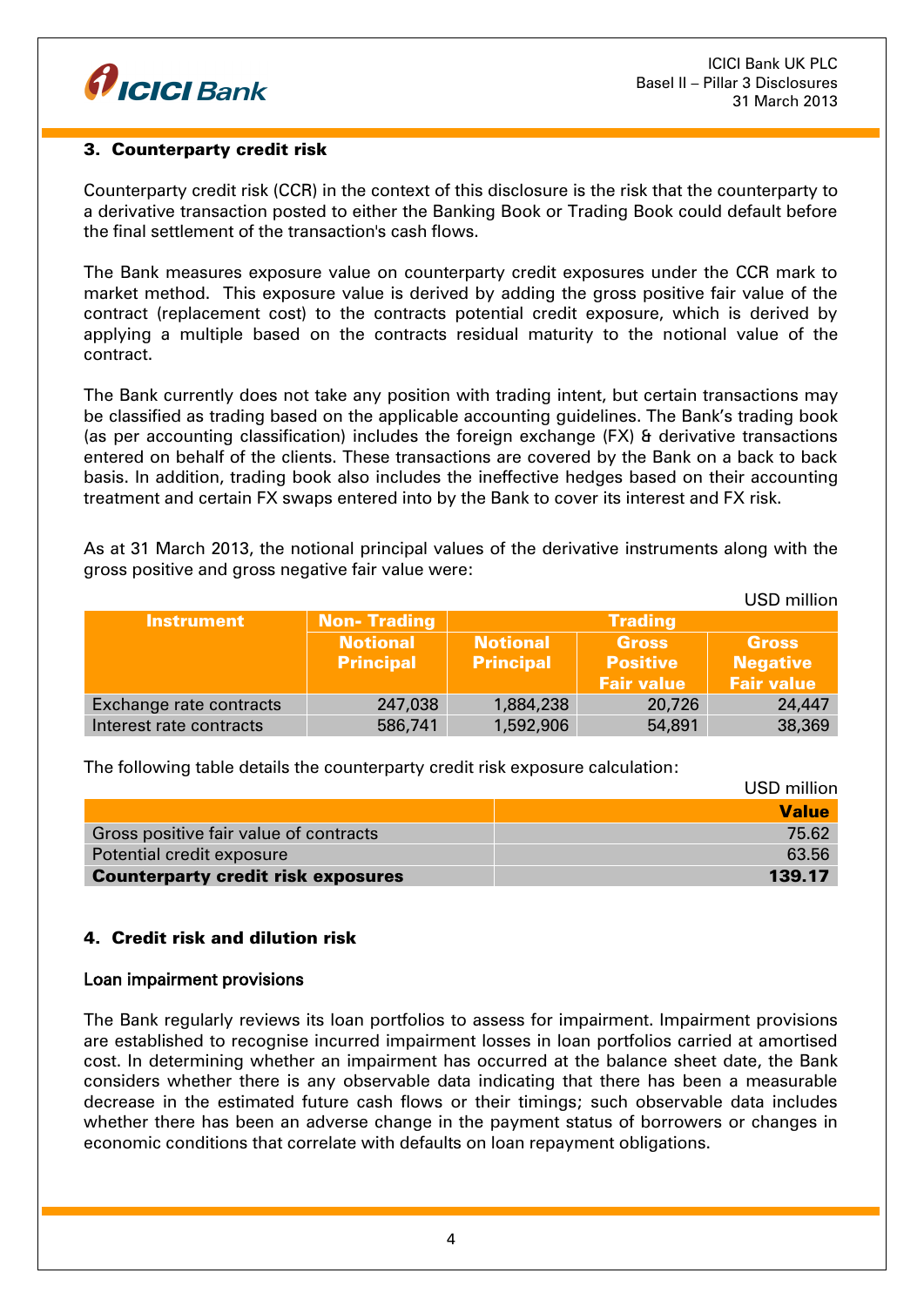## 3. Counterparty credit risk

Counterparty credit risk (CCR) in the context of this disclosure is the risk that the counterparty to a derivative transaction posted to either the Banking Book or Trading Book could default before the final settlement of the transaction's cash flows.

The Bank measures exposure value on counterparty credit exposures under the CCR mark to market method. This exposure value is derived by adding the gross positive fair value of the contract (replacement cost) to the contracts potential credit exposure, which is derived by applying a multiple based on the contracts residual maturity to the notional value of the contract.

The Bank currently does not take any position with trading intent, but certain transactions may be classified as trading based on the applicable accounting guidelines. The Bank's trading book (as per accounting classification) includes the foreign exchange (FX) & derivative transactions entered on behalf of the clients. These transactions are covered by the Bank on a back to back basis. In addition, trading book also includes the ineffective hedges based on their accounting treatment and certain FX swaps entered into by the Bank to cover its interest and FX risk.

As at 31 March 2013, the notional principal values of the derivative instruments along with the gross positive and gross negative fair value were:

USD million

| Instrument | Non- Trading | Trading | | |
|---|---|---|---|---|
| | Notional Principal | Notional Principal | Gross Positive Fair value | Gross Negative Fair value |
| Exchange rate contracts | 247,038 | 1,884,238 | 20,726 | 24,447 |
| Interest rate contracts | 586,741 | 1,592,906 | 54,891 | 38,369 |

The following table details the counterparty credit risk exposure calculation:

USD million

| | Value |
|---|---|
| Gross positive fair value of contracts | 75.62 |
| Potential credit exposure | 63.56 |
| **Counterparty credit risk exposures** | **139.17** |

## 4. Credit risk and dilution risk

### Loan impairment provisions

The Bank regularly reviews its loan portfolios to assess for impairment. Impairment provisions are established to recognise incurred impairment losses in loan portfolios carried at amortised cost. In determining whether an impairment has occurred at the balance sheet date, the Bank considers whether there is any observable data indicating that there has been a measurable decrease in the estimated future cash flows or their timings; such observable data includes whether there has been an adverse change in the payment status of borrowers or changes in economic conditions that correlate with defaults on loan repayment obligations.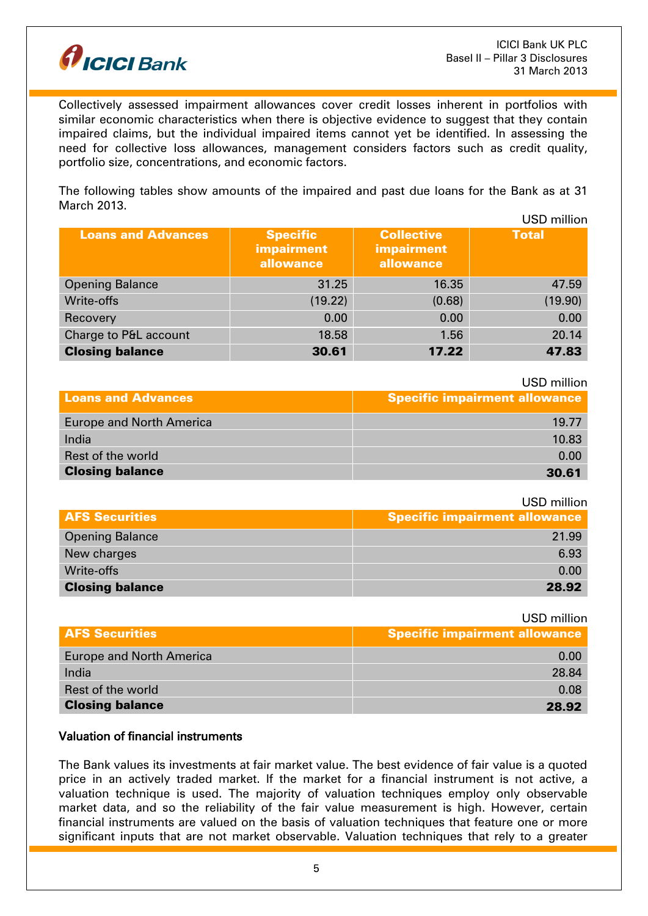Collectively assessed impairment allowances cover credit losses inherent in portfolios with similar economic characteristics when there is objective evidence to suggest that they contain impaired claims, but the individual impaired items cannot yet be identified. In assessing the need for collective loss allowances, management considers factors such as credit quality, portfolio size, concentrations, and economic factors.

The following tables show amounts of the impaired and past due loans for the Bank as at 31 March 2013.

USD million

| Loans and Advances | Specific impairment allowance | Collective impairment allowance | Total |
|---|---|---|---|
| Opening Balance | 31.25 | 16.35 | 47.59 |
| Write-offs | (19.22) | (0.68) | (19.90) |
| Recovery | 0.00 | 0.00 | 0.00 |
| Charge to P&L account | 18.58 | 1.56 | 20.14 |
| **Closing balance** | **30.61** | **17.22** | **47.83** |

USD million

| Loans and Advances | Specific impairment allowance |
|---|---|
| Europe and North America | 19.77 |
| India | 10.83 |
| Rest of the world | 0.00 |
| **Closing balance** | **30.61** |

USD million

| AFS Securities | Specific impairment allowance |
|---|---|
| Opening Balance | 21.99 |
| New charges | 6.93 |
| Write-offs | 0.00 |
| **Closing balance** | **28.92** |

USD million

| AFS Securities | Specific impairment allowance |
|---|---|
| Europe and North America | 0.00 |
| India | 28.84 |
| Rest of the world | 0.08 |
| **Closing balance** | **28.92** |

## Valuation of financial instruments

The Bank values its investments at fair market value. The best evidence of fair value is a quoted price in an actively traded market. If the market for a financial instrument is not active, a valuation technique is used. The majority of valuation techniques employ only observable market data, and so the reliability of the fair value measurement is high. However, certain financial instruments are valued on the basis of valuation techniques that feature one or more significant inputs that are not market observable. Valuation techniques that rely to a greater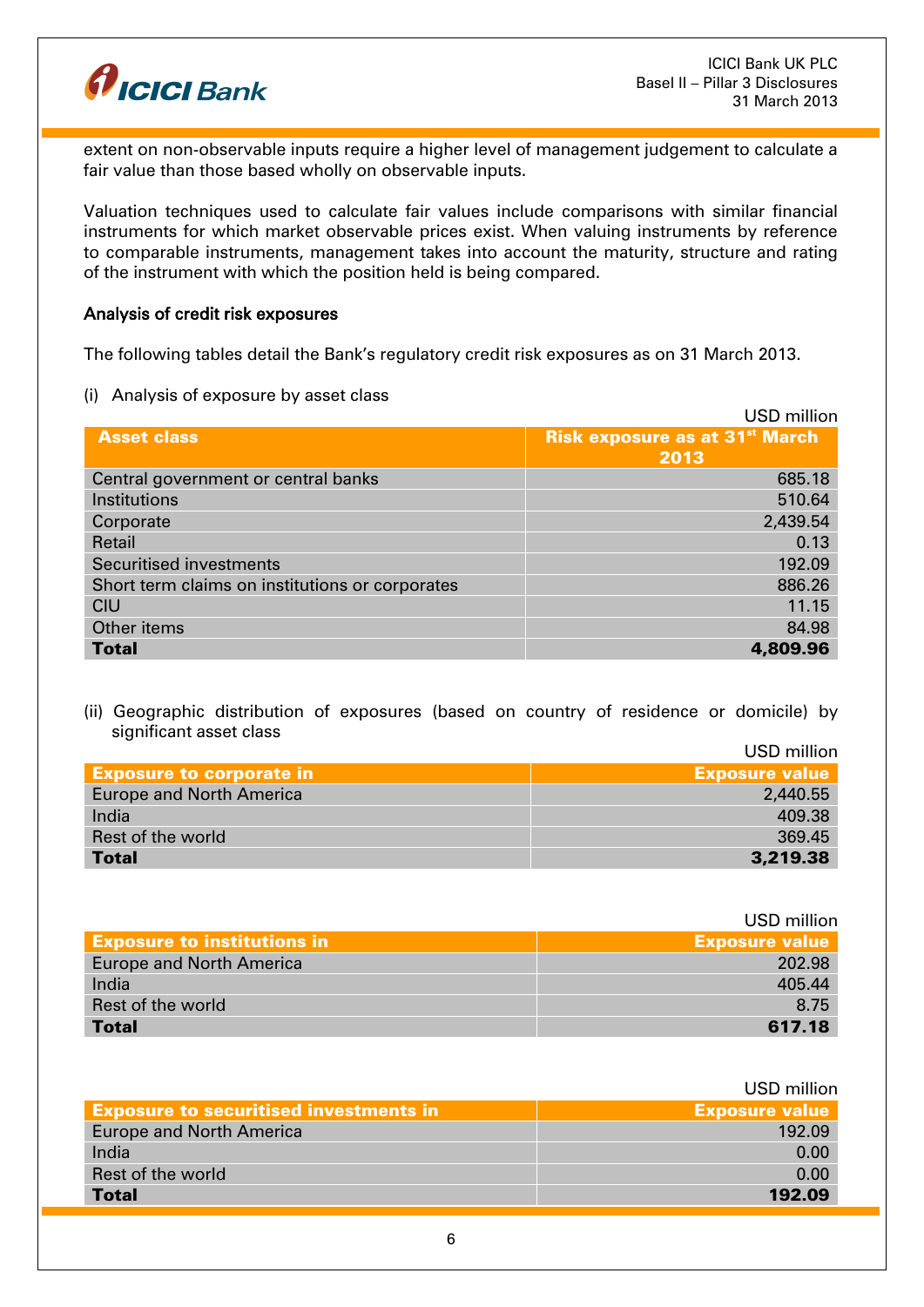extent on non-observable inputs require a higher level of management judgement to calculate a fair value than those based wholly on observable inputs.

Valuation techniques used to calculate fair values include comparisons with similar financial instruments for which market observable prices exist. When valuing instruments by reference to comparable instruments, management takes into account the maturity, structure and rating of the instrument with which the position held is being compared.

### Analysis of credit risk exposures

The following tables detail the Bank's regulatory credit risk exposures as on 31 March 2013.

(i) Analysis of exposure by asset class

USD million

| Asset class | Risk exposure as at 31st March 2013 |
|---|---:|
| Central government or central banks | 685.18 |
| Institutions | 510.64 |
| Corporate | 2,439.54 |
| Retail | 0.13 |
| Securitised investments | 192.09 |
| Short term claims on institutions or corporates | 886.26 |
| CIU | 11.15 |
| Other items | 84.98 |
| **Total** | **4,809.96** |

(ii) Geographic distribution of exposures (based on country of residence or domicile) by significant asset class

USD million

| Exposure to corporate in | Exposure value |
|---|---:|
| Europe and North America | 2,440.55 |
| India | 409.38 |
| Rest of the world | 369.45 |
| **Total** | **3,219.38** |

USD million

| Exposure to institutions in | Exposure value |
|---|---:|
| Europe and North America | 202.98 |
| India | 405.44 |
| Rest of the world | 8.75 |
| **Total** | **617.18** |

USD million

| Exposure to securitised investments in | Exposure value |
|---|---:|
| Europe and North America | 192.09 |
| India | 0.00 |
| Rest of the world | 0.00 |
| **Total** | **192.09** |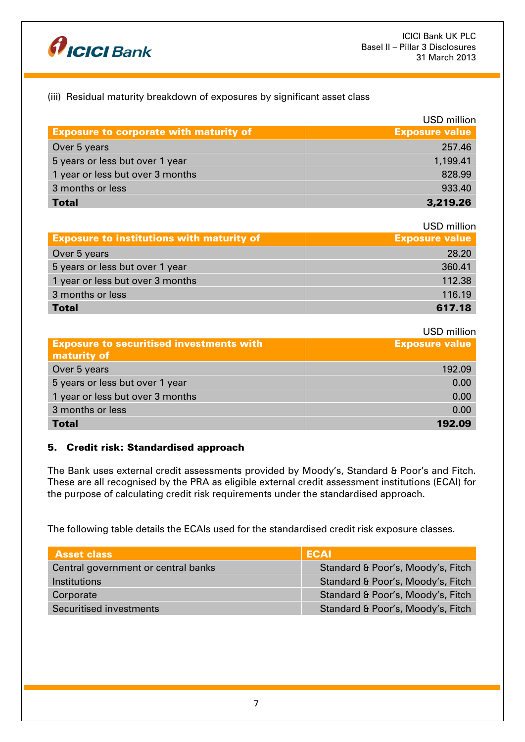(iii) Residual maturity breakdown of exposures by significant asset class

USD million

| Exposure to corporate with maturity of | Exposure value |
|---|---|
| Over 5 years | 257.46 |
| 5 years or less but over 1 year | 1,199.41 |
| 1 year or less but over 3 months | 828.99 |
| 3 months or less | 933.40 |
| **Total** | **3,219.26** |

USD million

| Exposure to institutions with maturity of | Exposure value |
|---|---|
| Over 5 years | 28.20 |
| 5 years or less but over 1 year | 360.41 |
| 1 year or less but over 3 months | 112.38 |
| 3 months or less | 116.19 |
| **Total** | **617.18** |

USD million

| Exposure to securitised investments with maturity of | Exposure value |
|---|---|
| Over 5 years | 192.09 |
| 5 years or less but over 1 year | 0.00 |
| 1 year or less but over 3 months | 0.00 |
| 3 months or less | 0.00 |
| **Total** | **192.09** |

## 5. Credit risk: Standardised approach

The Bank uses external credit assessments provided by Moody's, Standard & Poor's and Fitch. These are all recognised by the PRA as eligible external credit assessment institutions (ECAI) for the purpose of calculating credit risk requirements under the standardised approach.

The following table details the ECAIs used for the standardised credit risk exposure classes.

| Asset class | ECAI |
|---|---|
| Central government or central banks | Standard & Poor's, Moody's, Fitch |
| Institutions | Standard & Poor's, Moody's, Fitch |
| Corporate | Standard & Poor's, Moody's, Fitch |
| Securitised investments | Standard & Poor's, Moody's, Fitch |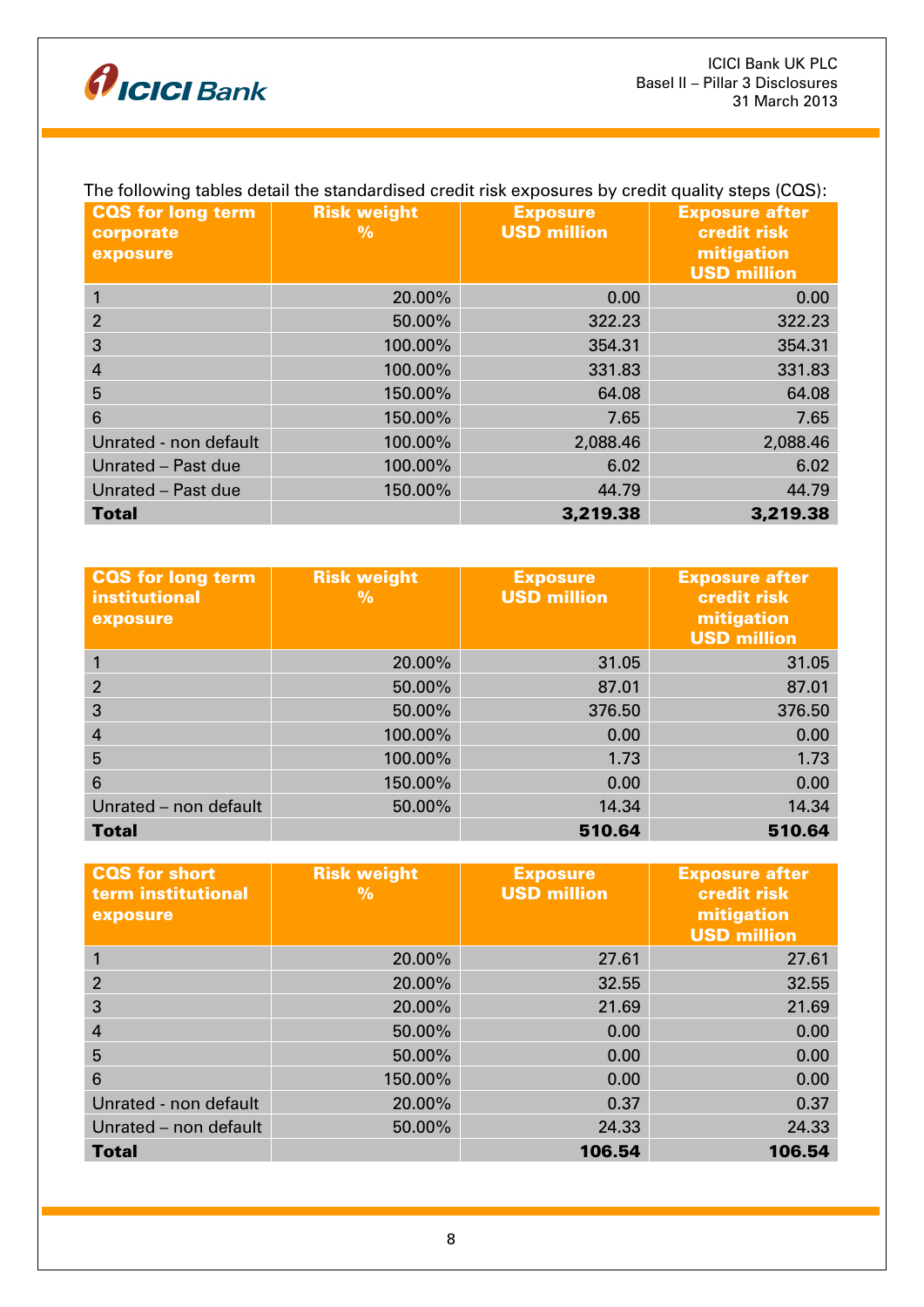The following tables detail the standardised credit risk exposures by credit quality steps (CQS):

| CQS for long term corporate exposure | Risk weight % | Exposure USD million | Exposure after credit risk mitigation USD million |
|---|---|---|---|
| 1 | 20.00% | 0.00 | 0.00 |
| 2 | 50.00% | 322.23 | 322.23 |
| 3 | 100.00% | 354.31 | 354.31 |
| 4 | 100.00% | 331.83 | 331.83 |
| 5 | 150.00% | 64.08 | 64.08 |
| 6 | 150.00% | 7.65 | 7.65 |
| Unrated - non default | 100.00% | 2,088.46 | 2,088.46 |
| Unrated – Past due | 100.00% | 6.02 | 6.02 |
| Unrated – Past due | 150.00% | 44.79 | 44.79 |
| **Total** | | **3,219.38** | **3,219.38** |

| CQS for long term institutional exposure | Risk weight % | Exposure USD million | Exposure after credit risk mitigation USD million |
|---|---|---|---|
| 1 | 20.00% | 31.05 | 31.05 |
| 2 | 50.00% | 87.01 | 87.01 |
| 3 | 50.00% | 376.50 | 376.50 |
| 4 | 100.00% | 0.00 | 0.00 |
| 5 | 100.00% | 1.73 | 1.73 |
| 6 | 150.00% | 0.00 | 0.00 |
| Unrated – non default | 50.00% | 14.34 | 14.34 |
| **Total** | | **510.64** | **510.64** |

| CQS for short term institutional exposure | Risk weight % | Exposure USD million | Exposure after credit risk mitigation USD million |
|---|---|---|---|
| 1 | 20.00% | 27.61 | 27.61 |
| 2 | 20.00% | 32.55 | 32.55 |
| 3 | 20.00% | 21.69 | 21.69 |
| 4 | 50.00% | 0.00 | 0.00 |
| 5 | 50.00% | 0.00 | 0.00 |
| 6 | 150.00% | 0.00 | 0.00 |
| Unrated - non default | 20.00% | 0.37 | 0.37 |
| Unrated – non default | 50.00% | 24.33 | 24.33 |
| **Total** | | **106.54** | **106.54** |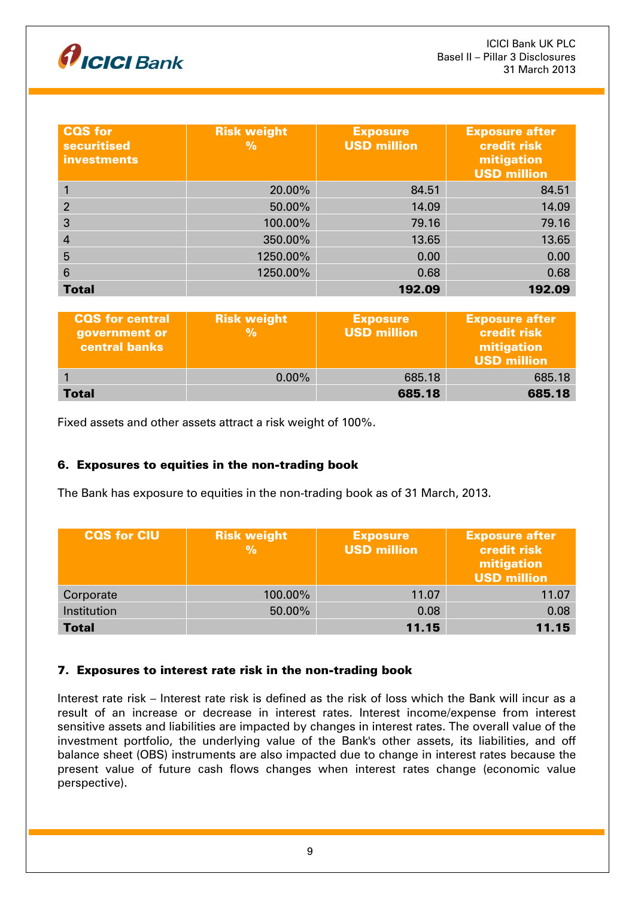| CQS for securitised investments | Risk weight % | Exposure USD million | Exposure after credit risk mitigation USD million |
|---|---|---|---|
| 1 | 20.00% | 84.51 | 84.51 |
| 2 | 50.00% | 14.09 | 14.09 |
| 3 | 100.00% | 79.16 | 79.16 |
| 4 | 350.00% | 13.65 | 13.65 |
| 5 | 1250.00% | 0.00 | 0.00 |
| 6 | 1250.00% | 0.68 | 0.68 |
| **Total** | | **192.09** | **192.09** |

| CQS for central government or central banks | Risk weight % | Exposure USD million | Exposure after credit risk mitigation USD million |
|---|---|---|---|
| 1 | 0.00% | 685.18 | 685.18 |
| **Total** | | **685.18** | **685.18** |

Fixed assets and other assets attract a risk weight of 100%.

## 6. Exposures to equities in the non-trading book

The Bank has exposure to equities in the non-trading book as of 31 March, 2013.

| CQS for CIU | Risk weight % | Exposure USD million | Exposure after credit risk mitigation USD million |
|---|---|---|---|
| Corporate | 100.00% | 11.07 | 11.07 |
| Institution | 50.00% | 0.08 | 0.08 |
| **Total** | | **11.15** | **11.15** |

## 7. Exposures to interest rate risk in the non-trading book

Interest rate risk – Interest rate risk is defined as the risk of loss which the Bank will incur as a result of an increase or decrease in interest rates. Interest income/expense from interest sensitive assets and liabilities are impacted by changes in interest rates. The overall value of the investment portfolio, the underlying value of the Bank's other assets, its liabilities, and off balance sheet (OBS) instruments are also impacted due to change in interest rates because the present value of future cash flows changes when interest rates change (economic value perspective).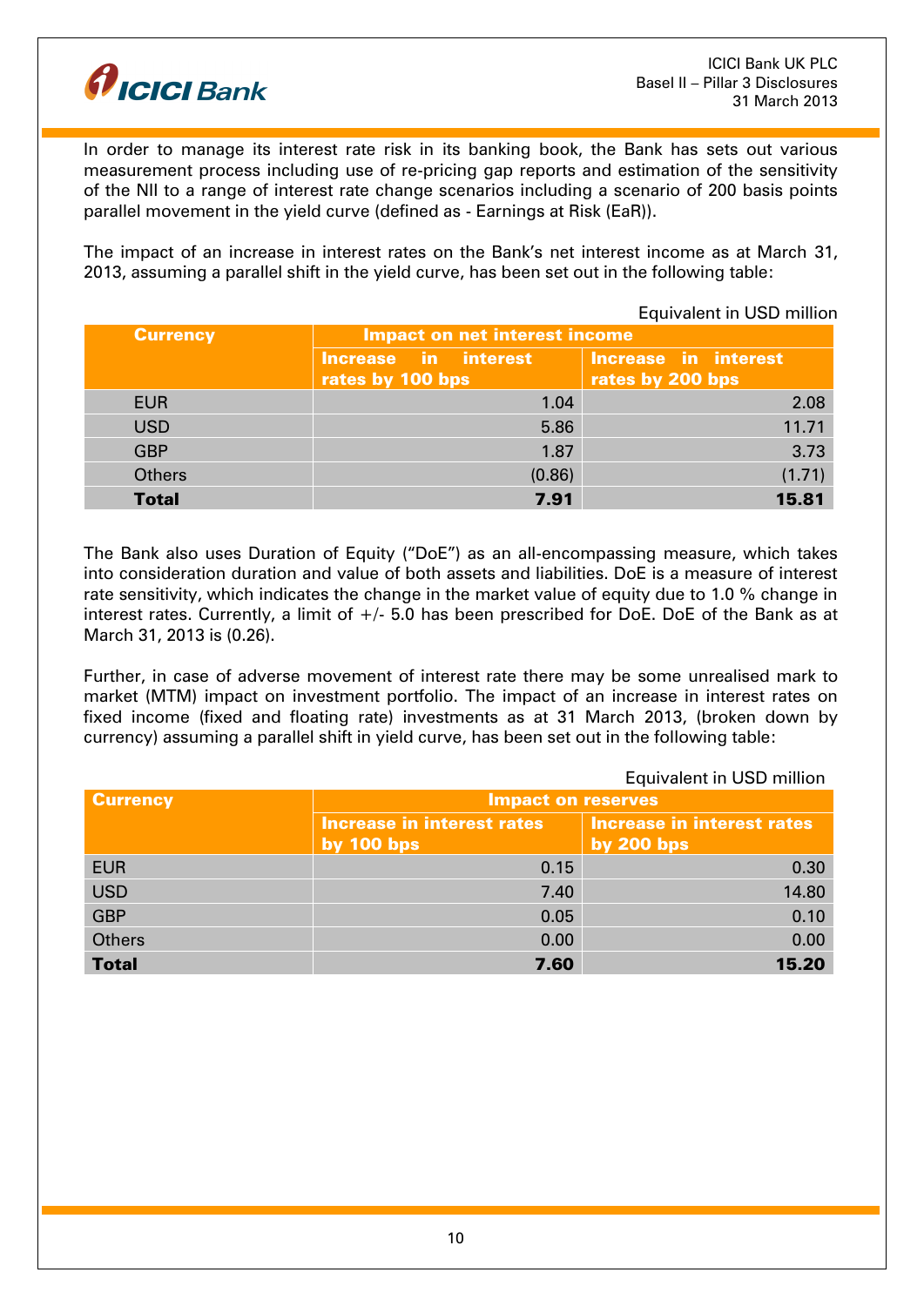In order to manage its interest rate risk in its banking book, the Bank has sets out various measurement process including use of re-pricing gap reports and estimation of the sensitivity of the NII to a range of interest rate change scenarios including a scenario of 200 basis points parallel movement in the yield curve (defined as - Earnings at Risk (EaR)).

The impact of an increase in interest rates on the Bank's net interest income as at March 31, 2013, assuming a parallel shift in the yield curve, has been set out in the following table:

Equivalent in USD million

| Currency | Impact on net interest income | |
|---|---|---|
| | Increase in interest rates by 100 bps | Increase in interest rates by 200 bps |
| EUR | 1.04 | 2.08 |
| USD | 5.86 | 11.71 |
| GBP | 1.87 | 3.73 |
| Others | (0.86) | (1.71) |
| **Total** | **7.91** | **15.81** |

The Bank also uses Duration of Equity ("DoE") as an all-encompassing measure, which takes into consideration duration and value of both assets and liabilities. DoE is a measure of interest rate sensitivity, which indicates the change in the market value of equity due to 1.0 % change in interest rates. Currently, a limit of +/- 5.0 has been prescribed for DoE. DoE of the Bank as at March 31, 2013 is (0.26).

Further, in case of adverse movement of interest rate there may be some unrealised mark to market (MTM) impact on investment portfolio. The impact of an increase in interest rates on fixed income (fixed and floating rate) investments as at 31 March 2013, (broken down by currency) assuming a parallel shift in yield curve, has been set out in the following table:

Equivalent in USD million

| Currency | Impact on reserves | |
|---|---|---|
| | Increase in interest rates by 100 bps | Increase in interest rates by 200 bps |
| EUR | 0.15 | 0.30 |
| USD | 7.40 | 14.80 |
| GBP | 0.05 | 0.10 |
| Others | 0.00 | 0.00 |
| **Total** | **7.60** | **15.20** |